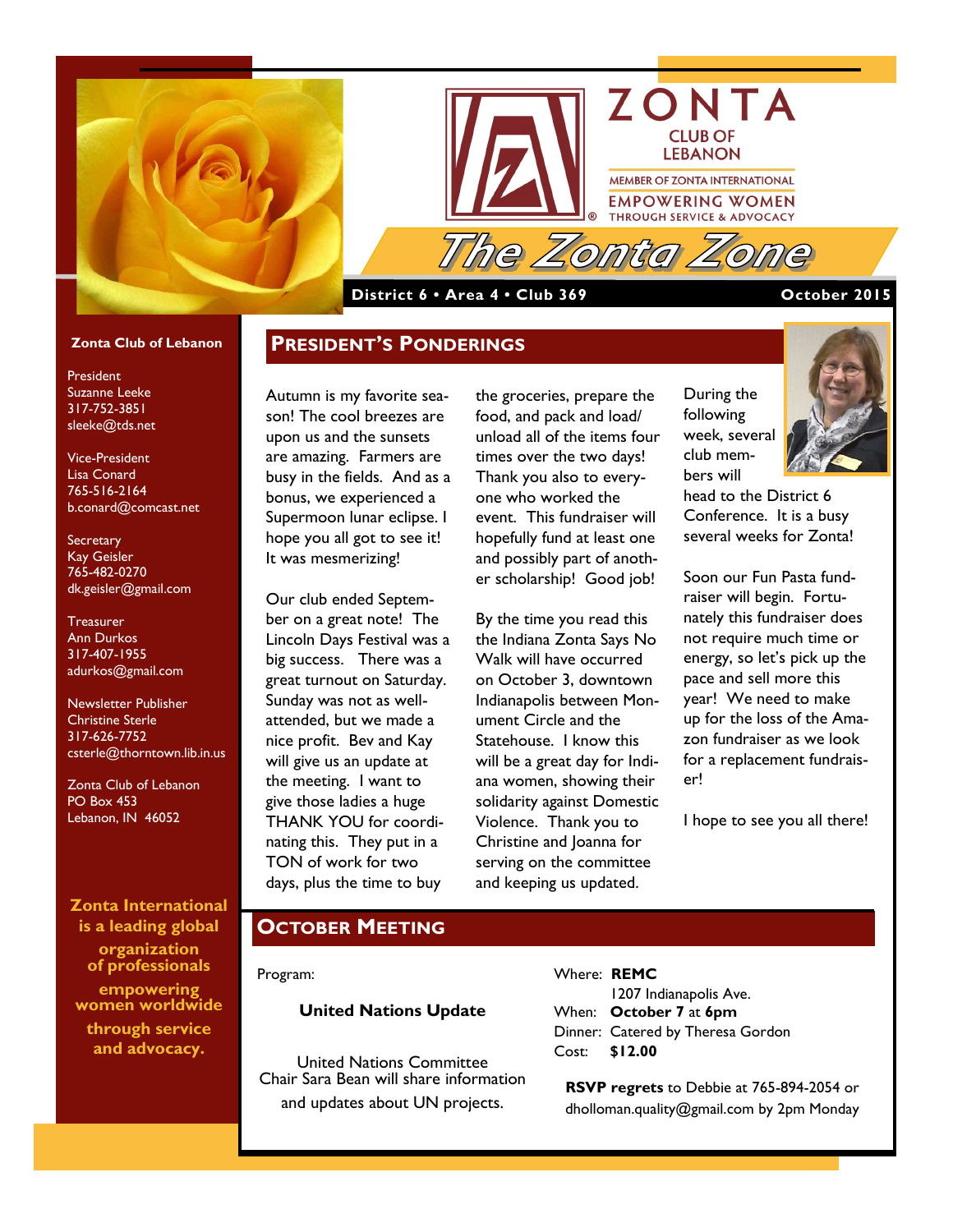# ZONTA CLUB OF LEBANON

MEMBER OF ZONTA INTERNATIONAL

EMPOWERING WOMEN THROUGH SERVICE & ADVOCACY

# The Zonta Zone

**District 6 • Area 4 • Club 369** — **October 2015**

**Zonta Club of Lebanon**

President
Suzanne Leeke
317-752-3851
sleeke@tds.net

Vice-President
Lisa Conard
765-516-2164
b.conard@comcast.net

Secretary
Kay Geisler
765-482-0270
dk.geisler@gmail.com

Treasurer
Ann Durkos
317-407-1955
adurkos@gmail.com

Newsletter Publisher
Christine Sterle
317-626-7752
csterle@thorntown.lib.in.us

Zonta Club of Lebanon
PO Box 453
Lebanon, IN 46052

**Zonta International is a leading global organization of professionals empowering women worldwide through service and advocacy.**

## President's Ponderings

Autumn is my favorite season! The cool breezes are upon us and the sunsets are amazing. Farmers are busy in the fields. And as a bonus, we experienced a Supermoon lunar eclipse. I hope you all got to see it! It was mesmerizing!

Our club ended September on a great note! The Lincoln Days Festival was a big success. There was a great turnout on Saturday. Sunday was not as well-attended, but we made a nice profit. Bev and Kay will give us an update at the meeting. I want to give those ladies a huge THANK YOU for coordinating this. They put in a TON of work for two days, plus the time to buy the groceries, prepare the food, and pack and load/unload all of the items four times over the two days! Thank you also to everyone who worked the event. This fundraiser will hopefully fund at least one and possibly part of another scholarship! Good job!

By the time you read this the Indiana Zonta Says No Walk will have occurred on October 3, downtown Indianapolis between Monument Circle and the Statehouse. I know this will be a great day for Indiana women, showing their solidarity against Domestic Violence. Thank you to Christine and Joanna for serving on the committee and keeping us updated.

During the following week, several club members will head to the District 6 Conference. It is a busy several weeks for Zonta!

Soon our Fun Pasta fundraiser will begin. Fortunately this fundraiser does not require much time or energy, so let's pick up the pace and sell more this year! We need to make up for the loss of the Amazon fundraiser as we look for a replacement fundraiser!

I hope to see you all there!

## October Meeting

Program:

**United Nations Update**

United Nations Committee Chair Sara Bean will share information and updates about UN projects.

Where: **REMC**
1207 Indianapolis Ave.
When: **October 7** at **6pm**
Dinner: Catered by Theresa Gordon
Cost: **$12.00**

**RSVP regrets** to Debbie at 765-894-2054 or dholloman.quality@gmail.com by 2pm Monday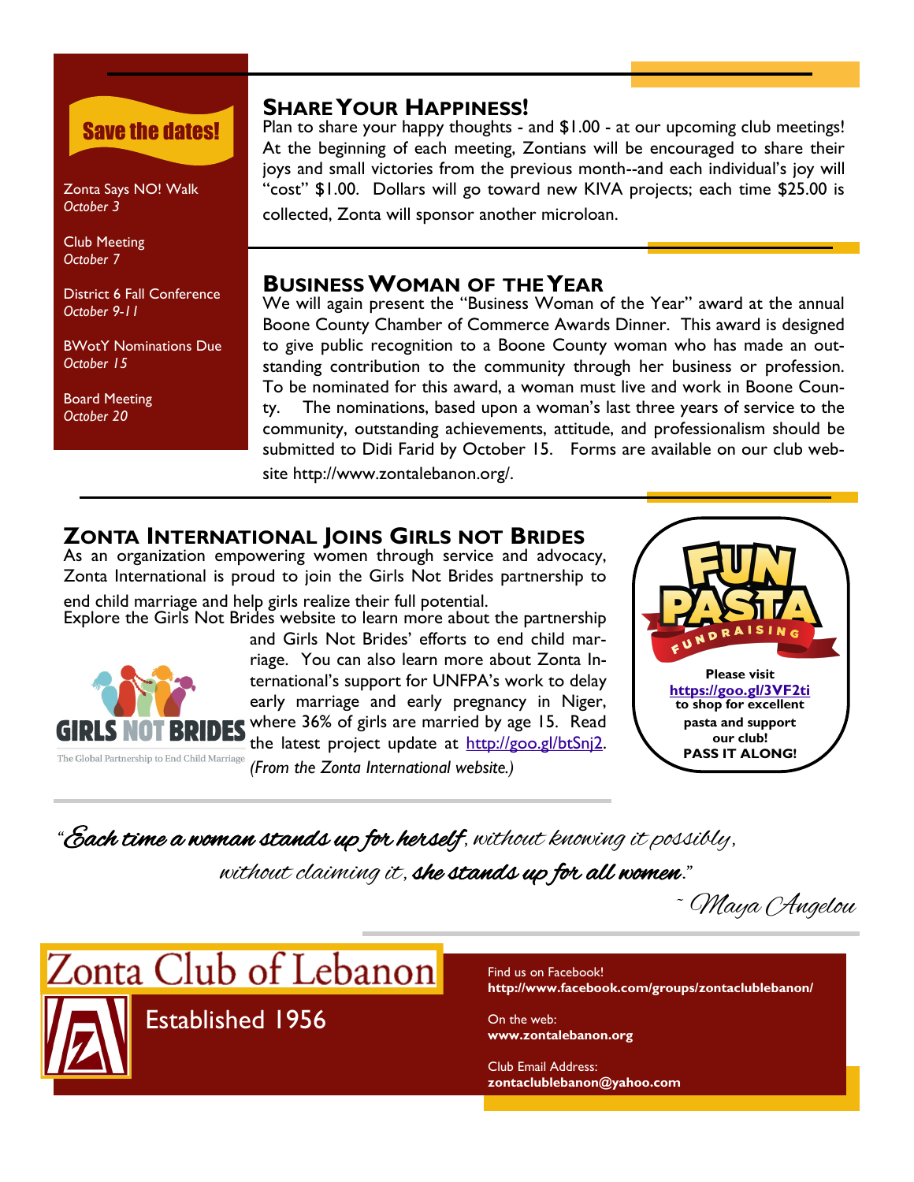## Save the dates!

Zonta Says NO! Walk
*October 3*

Club Meeting
*October 7*

District 6 Fall Conference
*October 9-11*

BWotY Nominations Due
*October 15*

Board Meeting
*October 20*

## Share Your Happiness!

Plan to share your happy thoughts - and $1.00 - at our upcoming club meetings! At the beginning of each meeting, Zontians will be encouraged to share their joys and small victories from the previous month--and each individual's joy will "cost" $1.00. Dollars will go toward new KIVA projects; each time $25.00 is collected, Zonta will sponsor another microloan.

## Business Woman of the Year

We will again present the "Business Woman of the Year" award at the annual Boone County Chamber of Commerce Awards Dinner. This award is designed to give public recognition to a Boone County woman who has made an outstanding contribution to the community through her business or profession. To be nominated for this award, a woman must live and work in Boone County. The nominations, based upon a woman's last three years of service to the community, outstanding achievements, attitude, and professionalism should be submitted to Didi Farid by October 15. Forms are available on our club website http://www.zontalebanon.org/.

## Zonta International Joins Girls not Brides

As an organization empowering women through service and advocacy, Zonta International is proud to join the Girls Not Brides partnership to end child marriage and help girls realize their full potential.

Explore the Girls Not Brides website to learn more about the partnership and Girls Not Brides' efforts to end child marriage. You can also learn more about Zonta International's support for UNFPA's work to delay early marriage and early pregnancy in Niger, where 36% of girls are married by age 15. Read the latest project update at http://goo.gl/btSnj2. *(From the Zonta International website.)*

GIRLS NOT BRIDES
The Global Partnership to End Child Marriage

**FUN PASTA FUNDRAISING**

**Please visit https://goo.gl/3VF2ti to shop for excellent pasta and support our club!**
**PASS IT ALONG!**

*"**Each time a woman stands up for herself**, without knowing it possibly, without claiming it, **she stands up for all women**."*

*~ Maya Angelou*

# Zonta Club of Lebanon

Established 1956

Find us on Facebook!
**http://www.facebook.com/groups/zontaclublebanon/**

On the web:
**www.zontalebanon.org**

Club Email Address:
**zontaclublebanon@yahoo.com**